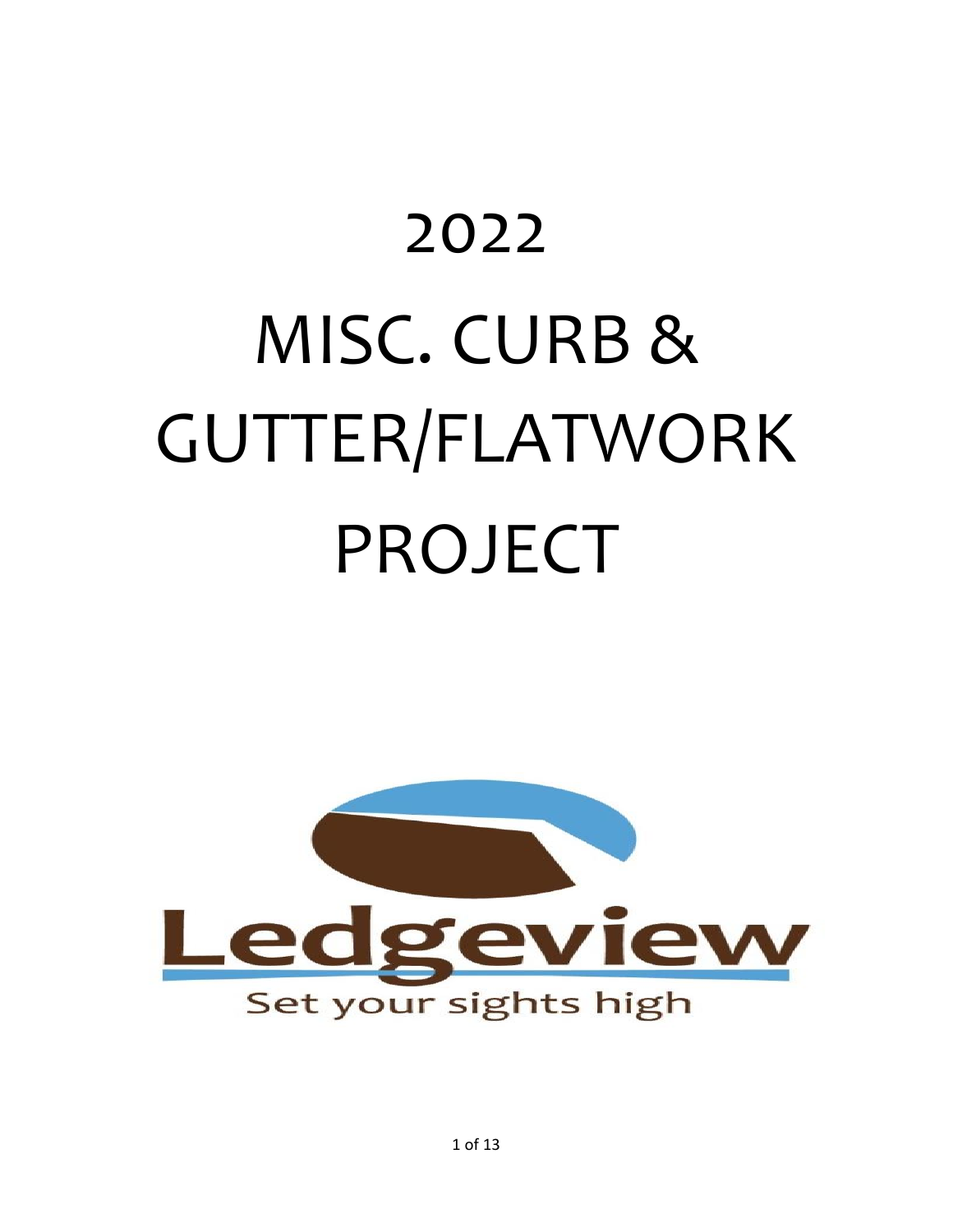# 2022

# MISC. CURB & GUTTER/FLATWORK PROJECT

Ledgeview

Set your sights high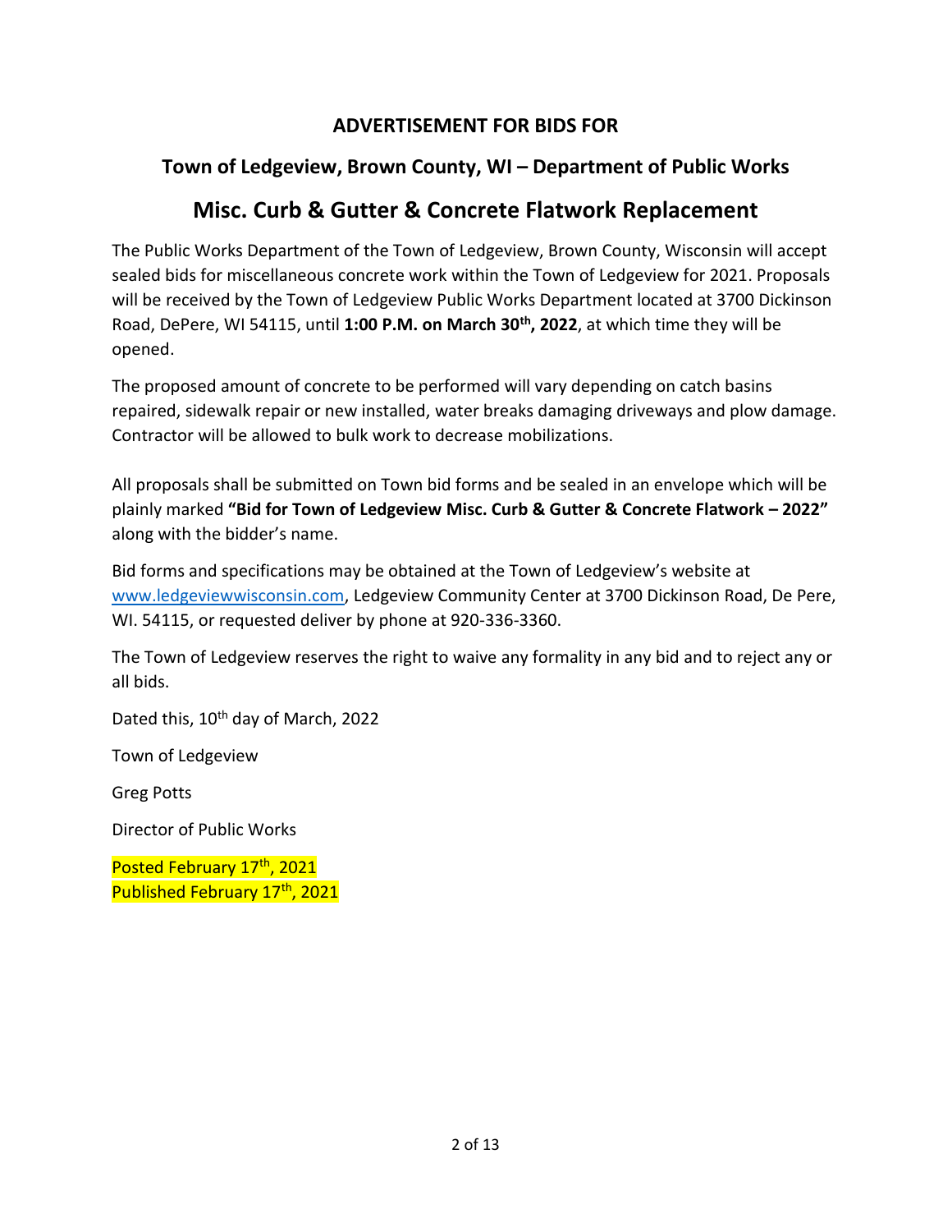## ADVERTISEMENT FOR BIDS FOR

### Town of Ledgeview, Brown County, WI – Department of Public Works

# Misc. Curb & Gutter & Concrete Flatwork Replacement

The Public Works Department of the Town of Ledgeview, Brown County, Wisconsin will accept sealed bids for miscellaneous concrete work within the Town of Ledgeview for 2021. Proposals will be received by the Town of Ledgeview Public Works Department located at 3700 Dickinson Road, DePere, WI 54115, until **1:00 P.M. on March 30th, 2022**, at which time they will be opened.

The proposed amount of concrete to be performed will vary depending on catch basins repaired, sidewalk repair or new installed, water breaks damaging driveways and plow damage. Contractor will be allowed to bulk work to decrease mobilizations.

All proposals shall be submitted on Town bid forms and be sealed in an envelope which will be plainly marked **"Bid for Town of Ledgeview Misc. Curb & Gutter & Concrete Flatwork – 2022"** along with the bidder's name.

Bid forms and specifications may be obtained at the Town of Ledgeview's website at www.ledgeviewwisconsin.com, Ledgeview Community Center at 3700 Dickinson Road, De Pere, WI. 54115, or requested deliver by phone at 920-336-3360.

The Town of Ledgeview reserves the right to waive any formality in any bid and to reject any or all bids.

Dated this, 10th day of March, 2022

Town of Ledgeview

Greg Potts

Director of Public Works

Posted February 17th, 2021
Published February 17th, 2021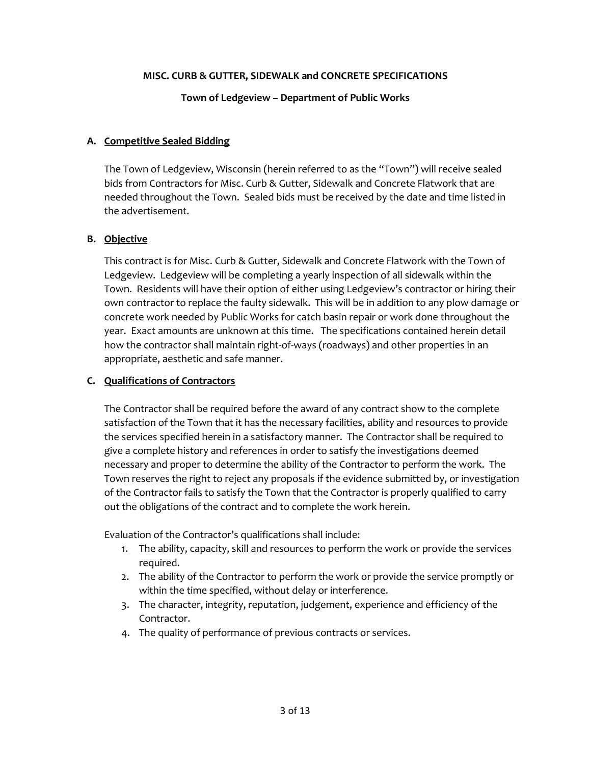**MISC. CURB & GUTTER, SIDEWALK and CONCRETE SPECIFICATIONS**

**Town of Ledgeview – Department of Public Works**

## A. Competitive Sealed Bidding

The Town of Ledgeview, Wisconsin (herein referred to as the "Town") will receive sealed bids from Contractors for Misc. Curb & Gutter, Sidewalk and Concrete Flatwork that are needed throughout the Town. Sealed bids must be received by the date and time listed in the advertisement.

## B. Objective

This contract is for Misc. Curb & Gutter, Sidewalk and Concrete Flatwork with the Town of Ledgeview. Ledgeview will be completing a yearly inspection of all sidewalk within the Town. Residents will have their option of either using Ledgeview's contractor or hiring their own contractor to replace the faulty sidewalk. This will be in addition to any plow damage or concrete work needed by Public Works for catch basin repair or work done throughout the year. Exact amounts are unknown at this time. The specifications contained herein detail how the contractor shall maintain right-of-ways (roadways) and other properties in an appropriate, aesthetic and safe manner.

## C. Qualifications of Contractors

The Contractor shall be required before the award of any contract show to the complete satisfaction of the Town that it has the necessary facilities, ability and resources to provide the services specified herein in a satisfactory manner. The Contractor shall be required to give a complete history and references in order to satisfy the investigations deemed necessary and proper to determine the ability of the Contractor to perform the work. The Town reserves the right to reject any proposals if the evidence submitted by, or investigation of the Contractor fails to satisfy the Town that the Contractor is properly qualified to carry out the obligations of the contract and to complete the work herein.

Evaluation of the Contractor's qualifications shall include:

1. The ability, capacity, skill and resources to perform the work or provide the services required.
2. The ability of the Contractor to perform the work or provide the service promptly or within the time specified, without delay or interference.
3. The character, integrity, reputation, judgement, experience and efficiency of the Contractor.
4. The quality of performance of previous contracts or services.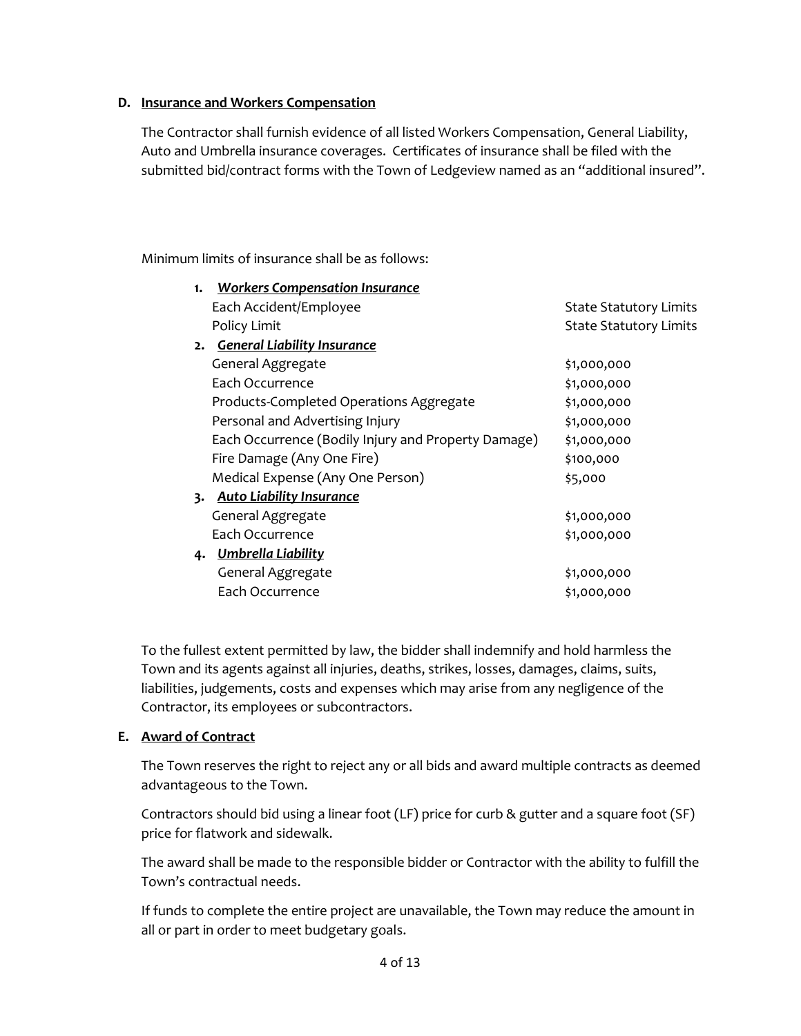**D. Insurance and Workers Compensation**

The Contractor shall furnish evidence of all listed Workers Compensation, General Liability, Auto and Umbrella insurance coverages. Certificates of insurance shall be filed with the submitted bid/contract forms with the Town of Ledgeview named as an "additional insured".

Minimum limits of insurance shall be as follows:

| | |
|---|---|
| **1. *Workers Compensation Insurance*** | |
| Each Accident/Employee | State Statutory Limits |
| Policy Limit | State Statutory Limits |
| **2. *General Liability Insurance*** | |
| General Aggregate | $1,000,000 |
| Each Occurrence | $1,000,000 |
| Products-Completed Operations Aggregate | $1,000,000 |
| Personal and Advertising Injury | $1,000,000 |
| Each Occurrence (Bodily Injury and Property Damage) | $1,000,000 |
| Fire Damage (Any One Fire) | $100,000 |
| Medical Expense (Any One Person) | $5,000 |
| **3. *Auto Liability Insurance*** | |
| General Aggregate | $1,000,000 |
| Each Occurrence | $1,000,000 |
| **4. *Umbrella Liability*** | |
| General Aggregate | $1,000,000 |
| Each Occurrence | $1,000,000 |

To the fullest extent permitted by law, the bidder shall indemnify and hold harmless the Town and its agents against all injuries, deaths, strikes, losses, damages, claims, suits, liabilities, judgements, costs and expenses which may arise from any negligence of the Contractor, its employees or subcontractors.

**E. Award of Contract**

The Town reserves the right to reject any or all bids and award multiple contracts as deemed advantageous to the Town.

Contractors should bid using a linear foot (LF) price for curb & gutter and a square foot (SF) price for flatwork and sidewalk.

The award shall be made to the responsible bidder or Contractor with the ability to fulfill the Town's contractual needs.

If funds to complete the entire project are unavailable, the Town may reduce the amount in all or part in order to meet budgetary goals.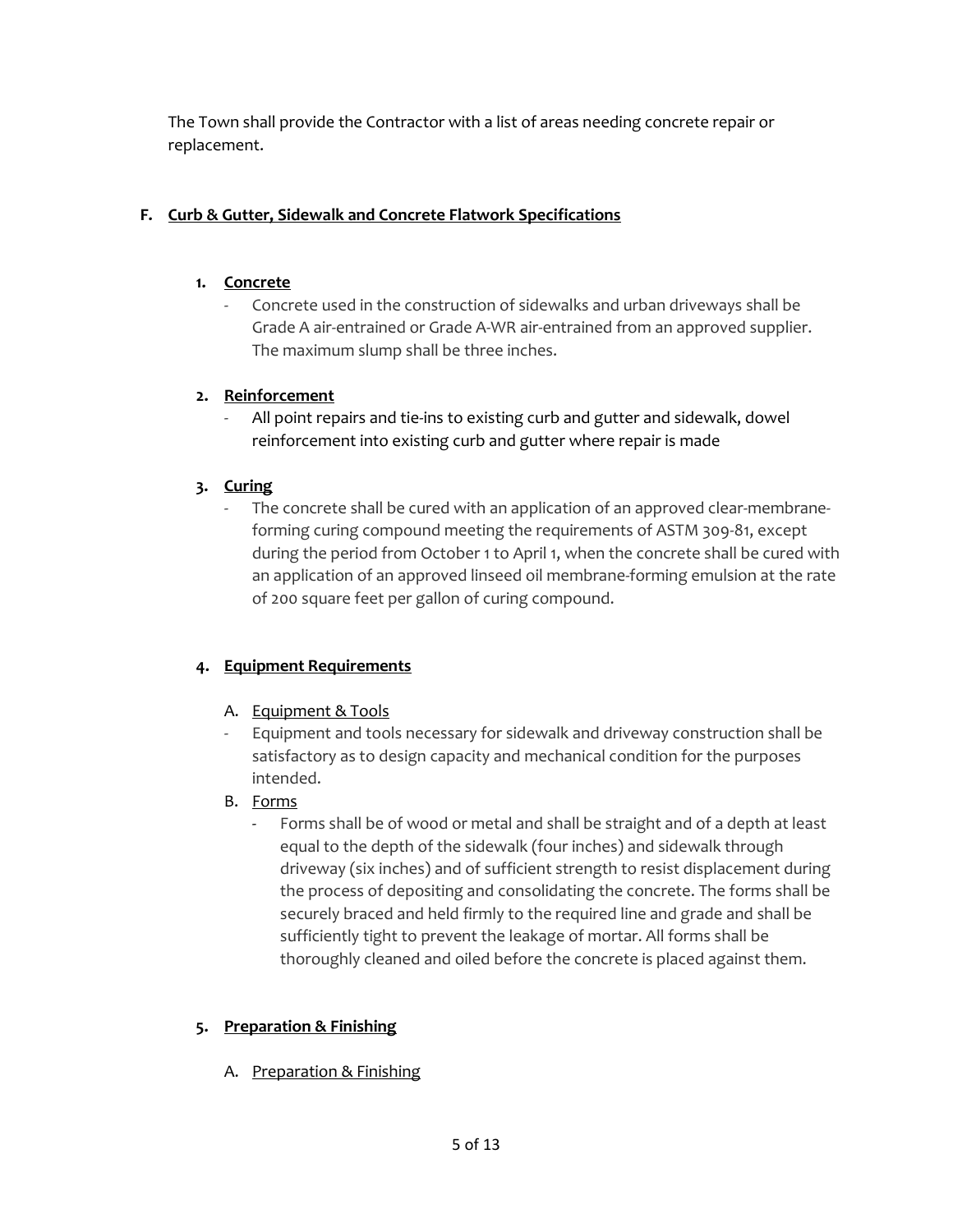The Town shall provide the Contractor with a list of areas needing concrete repair or replacement.

## F. Curb & Gutter, Sidewalk and Concrete Flatwork Specifications

### 1. Concrete

- Concrete used in the construction of sidewalks and urban driveways shall be Grade A air-entrained or Grade A-WR air-entrained from an approved supplier. The maximum slump shall be three inches.

### 2. Reinforcement

- All point repairs and tie-ins to existing curb and gutter and sidewalk, dowel reinforcement into existing curb and gutter where repair is made

### 3. Curing

- The concrete shall be cured with an application of an approved clear-membrane-forming curing compound meeting the requirements of ASTM 309-81, except during the period from October 1 to April 1, when the concrete shall be cured with an application of an approved linseed oil membrane-forming emulsion at the rate of 200 square feet per gallon of curing compound.

### 4. Equipment Requirements

A. Equipment & Tools

- Equipment and tools necessary for sidewalk and driveway construction shall be satisfactory as to design capacity and mechanical condition for the purposes intended.

B. Forms

- Forms shall be of wood or metal and shall be straight and of a depth at least equal to the depth of the sidewalk (four inches) and sidewalk through driveway (six inches) and of sufficient strength to resist displacement during the process of depositing and consolidating the concrete. The forms shall be securely braced and held firmly to the required line and grade and shall be sufficiently tight to prevent the leakage of mortar. All forms shall be thoroughly cleaned and oiled before the concrete is placed against them.

### 5. Preparation & Finishing

A. Preparation & Finishing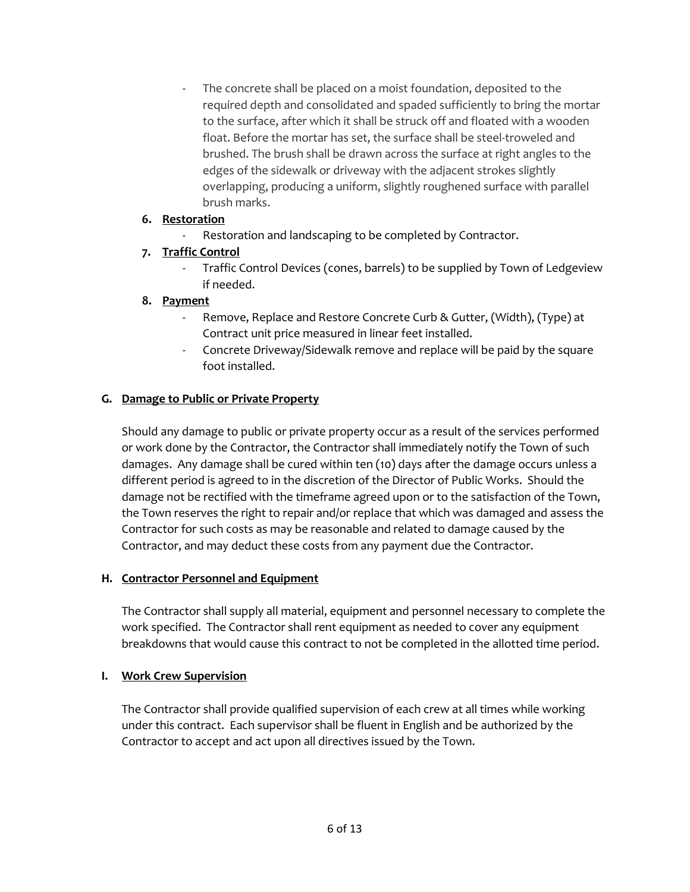- The concrete shall be placed on a moist foundation, deposited to the required depth and consolidated and spaded sufficiently to bring the mortar to the surface, after which it shall be struck off and floated with a wooden float. Before the mortar has set, the surface shall be steel-troweled and brushed. The brush shall be drawn across the surface at right angles to the edges of the sidewalk or driveway with the adjacent strokes slightly overlapping, producing a uniform, slightly roughened surface with parallel brush marks.

6. **Restoration**
    - Restoration and landscaping to be completed by Contractor.

7. **Traffic Control**
    - Traffic Control Devices (cones, barrels) to be supplied by Town of Ledgeview if needed.

8. **Payment**
    - Remove, Replace and Restore Concrete Curb & Gutter, (Width), (Type) at Contract unit price measured in linear feet installed.
    - Concrete Driveway/Sidewalk remove and replace will be paid by the square foot installed.

### G. Damage to Public or Private Property

Should any damage to public or private property occur as a result of the services performed or work done by the Contractor, the Contractor shall immediately notify the Town of such damages. Any damage shall be cured within ten (10) days after the damage occurs unless a different period is agreed to in the discretion of the Director of Public Works. Should the damage not be rectified with the timeframe agreed upon or to the satisfaction of the Town, the Town reserves the right to repair and/or replace that which was damaged and assess the Contractor for such costs as may be reasonable and related to damage caused by the Contractor, and may deduct these costs from any payment due the Contractor.

### H. Contractor Personnel and Equipment

The Contractor shall supply all material, equipment and personnel necessary to complete the work specified. The Contractor shall rent equipment as needed to cover any equipment breakdowns that would cause this contract to not be completed in the allotted time period.

### I. Work Crew Supervision

The Contractor shall provide qualified supervision of each crew at all times while working under this contract. Each supervisor shall be fluent in English and be authorized by the Contractor to accept and act upon all directives issued by the Town.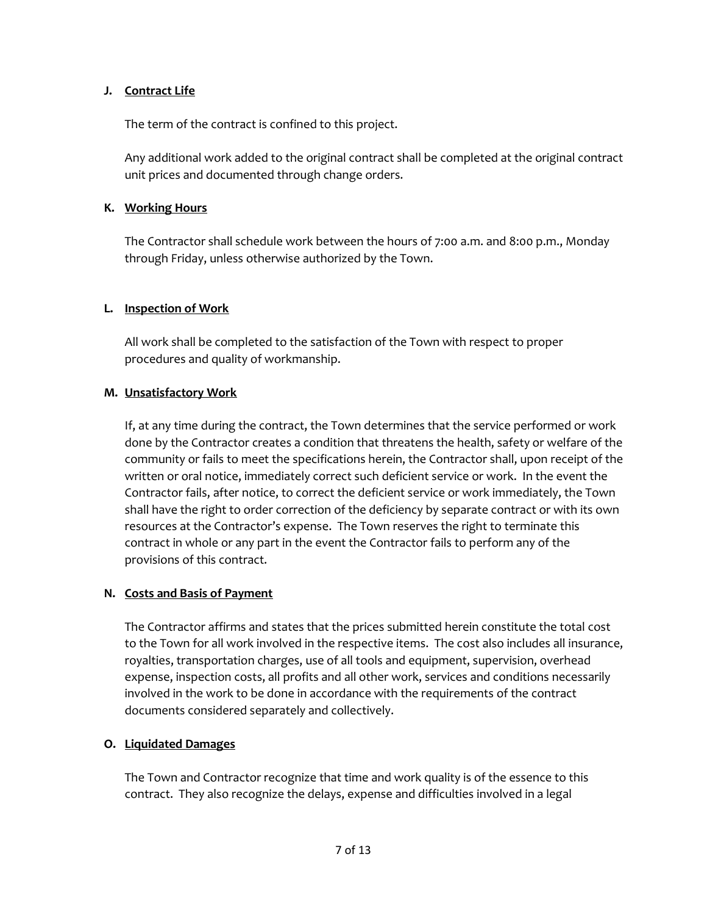**J. <u>Contract Life</u>**

The term of the contract is confined to this project.

Any additional work added to the original contract shall be completed at the original contract unit prices and documented through change orders.

**K. <u>Working Hours</u>**

The Contractor shall schedule work between the hours of 7:00 a.m. and 8:00 p.m., Monday through Friday, unless otherwise authorized by the Town.

**L. <u>Inspection of Work</u>**

All work shall be completed to the satisfaction of the Town with respect to proper procedures and quality of workmanship.

**M. <u>Unsatisfactory Work</u>**

If, at any time during the contract, the Town determines that the service performed or work done by the Contractor creates a condition that threatens the health, safety or welfare of the community or fails to meet the specifications herein, the Contractor shall, upon receipt of the written or oral notice, immediately correct such deficient service or work. In the event the Contractor fails, after notice, to correct the deficient service or work immediately, the Town shall have the right to order correction of the deficiency by separate contract or with its own resources at the Contractor's expense. The Town reserves the right to terminate this contract in whole or any part in the event the Contractor fails to perform any of the provisions of this contract.

**N. <u>Costs and Basis of Payment</u>**

The Contractor affirms and states that the prices submitted herein constitute the total cost to the Town for all work involved in the respective items. The cost also includes all insurance, royalties, transportation charges, use of all tools and equipment, supervision, overhead expense, inspection costs, all profits and all other work, services and conditions necessarily involved in the work to be done in accordance with the requirements of the contract documents considered separately and collectively.

**O. <u>Liquidated Damages</u>**

The Town and Contractor recognize that time and work quality is of the essence to this contract. They also recognize the delays, expense and difficulties involved in a legal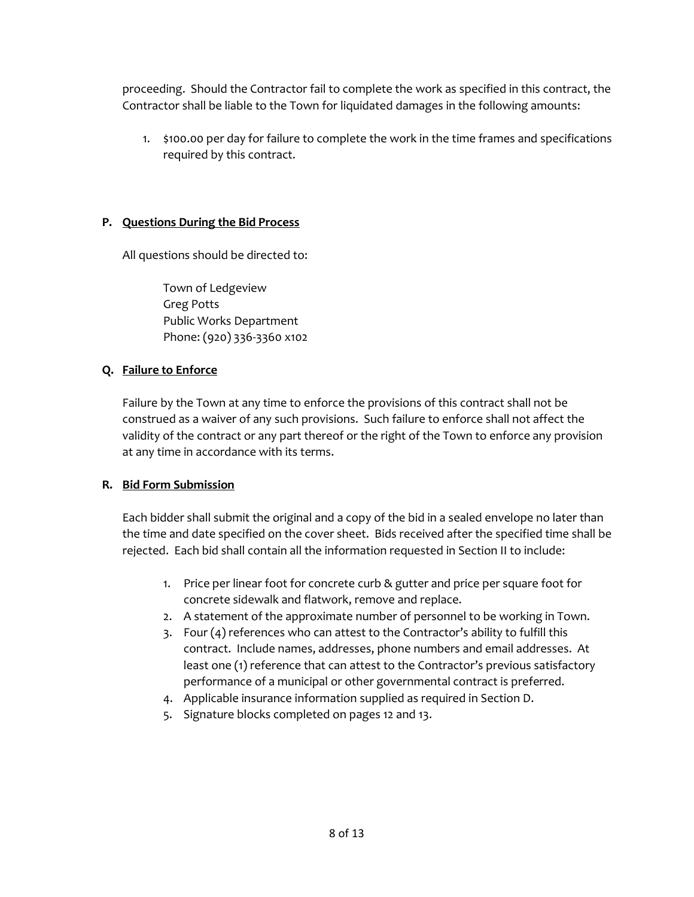proceeding. Should the Contractor fail to complete the work as specified in this contract, the Contractor shall be liable to the Town for liquidated damages in the following amounts:

1. $100.00 per day for failure to complete the work in the time frames and specifications required by this contract.

**P. <u>Questions During the Bid Process</u>**

All questions should be directed to:

> Town of Ledgeview
> Greg Potts
> Public Works Department
> Phone: (920) 336-3360 x102

**Q. <u>Failure to Enforce</u>**

Failure by the Town at any time to enforce the provisions of this contract shall not be construed as a waiver of any such provisions. Such failure to enforce shall not affect the validity of the contract or any part thereof or the right of the Town to enforce any provision at any time in accordance with its terms.

**R. <u>Bid Form Submission</u>**

Each bidder shall submit the original and a copy of the bid in a sealed envelope no later than the time and date specified on the cover sheet. Bids received after the specified time shall be rejected. Each bid shall contain all the information requested in Section II to include:

1. Price per linear foot for concrete curb & gutter and price per square foot for concrete sidewalk and flatwork, remove and replace.
2. A statement of the approximate number of personnel to be working in Town.
3. Four (4) references who can attest to the Contractor's ability to fulfill this contract. Include names, addresses, phone numbers and email addresses. At least one (1) reference that can attest to the Contractor's previous satisfactory performance of a municipal or other governmental contract is preferred.
4. Applicable insurance information supplied as required in Section D.
5. Signature blocks completed on pages 12 and 13.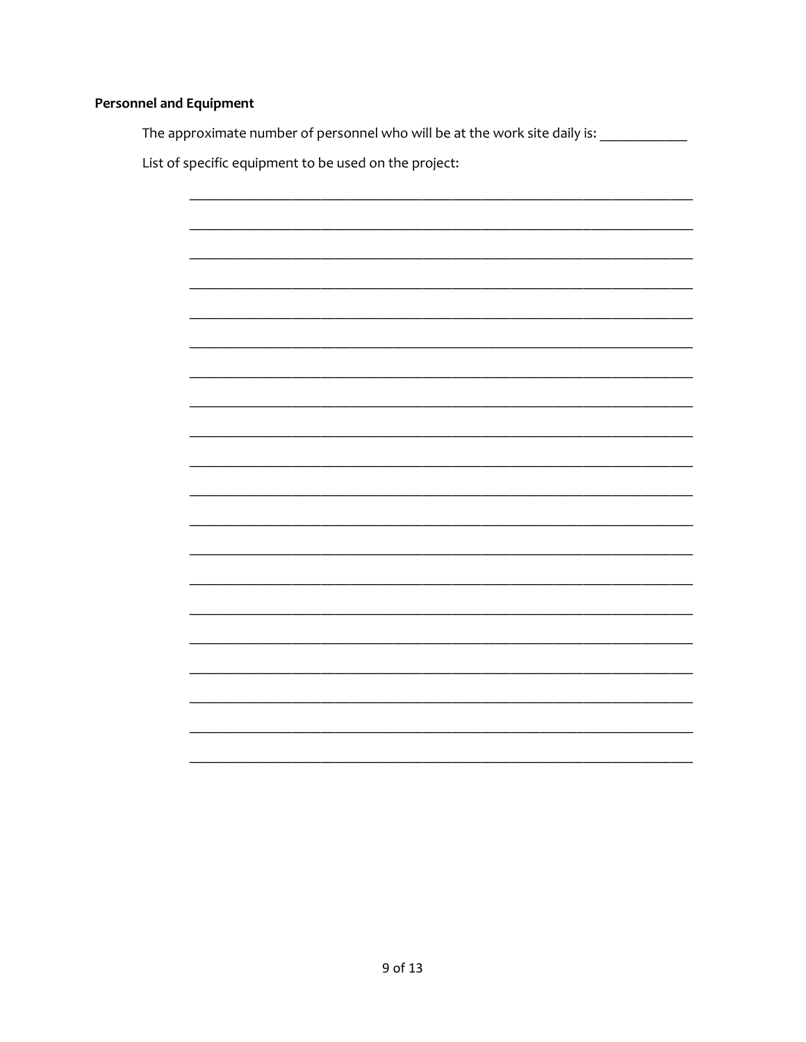**Personnel and Equipment**

The approximate number of personnel who will be at the work site daily is: ____________

List of specific equipment to be used on the project:

_________________________________________________________________________

_________________________________________________________________________

_________________________________________________________________________

_________________________________________________________________________

_________________________________________________________________________

_________________________________________________________________________

_________________________________________________________________________

_________________________________________________________________________

_________________________________________________________________________

_________________________________________________________________________

_________________________________________________________________________

_________________________________________________________________________

_________________________________________________________________________

_________________________________________________________________________

_________________________________________________________________________

_________________________________________________________________________

_________________________________________________________________________

_________________________________________________________________________

_________________________________________________________________________

_________________________________________________________________________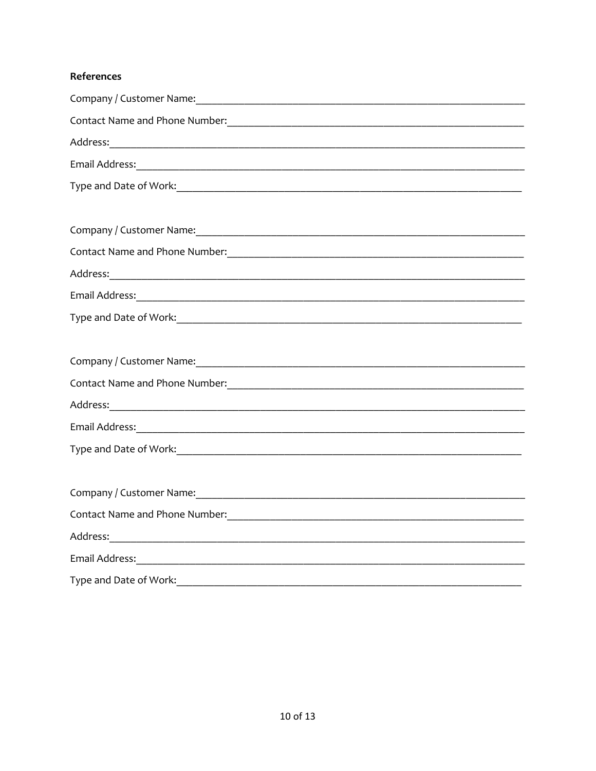**References**

Company / Customer Name:\_\_\_\_\_\_\_\_\_\_\_\_\_\_\_\_\_\_\_\_\_\_\_\_\_\_\_\_\_\_\_\_\_\_\_\_\_\_\_\_\_\_\_\_\_\_\_\_\_\_\_\_\_\_\_\_\_\_\_\_\_

Contact Name and Phone Number:\_\_\_\_\_\_\_\_\_\_\_\_\_\_\_\_\_\_\_\_\_\_\_\_\_\_\_\_\_\_\_\_\_\_\_\_\_\_\_\_\_\_\_\_\_\_\_\_\_\_\_\_\_\_\_

Address:\_\_\_\_\_\_\_\_\_\_\_\_\_\_\_\_\_\_\_\_\_\_\_\_\_\_\_\_\_\_\_\_\_\_\_\_\_\_\_\_\_\_\_\_\_\_\_\_\_\_\_\_\_\_\_\_\_\_\_\_\_\_\_\_\_\_\_\_\_\_\_\_

Email Address:\_\_\_\_\_\_\_\_\_\_\_\_\_\_\_\_\_\_\_\_\_\_\_\_\_\_\_\_\_\_\_\_\_\_\_\_\_\_\_\_\_\_\_\_\_\_\_\_\_\_\_\_\_\_\_\_\_\_\_\_\_\_\_\_\_\_\_\_

Type and Date of Work:\_\_\_\_\_\_\_\_\_\_\_\_\_\_\_\_\_\_\_\_\_\_\_\_\_\_\_\_\_\_\_\_\_\_\_\_\_\_\_\_\_\_\_\_\_\_\_\_\_\_\_\_\_\_\_\_\_\_\_\_\_\_

Company / Customer Name:\_\_\_\_\_\_\_\_\_\_\_\_\_\_\_\_\_\_\_\_\_\_\_\_\_\_\_\_\_\_\_\_\_\_\_\_\_\_\_\_\_\_\_\_\_\_\_\_\_\_\_\_\_\_\_\_\_\_\_\_\_

Contact Name and Phone Number:\_\_\_\_\_\_\_\_\_\_\_\_\_\_\_\_\_\_\_\_\_\_\_\_\_\_\_\_\_\_\_\_\_\_\_\_\_\_\_\_\_\_\_\_\_\_\_\_\_\_\_\_\_\_\_

Address:\_\_\_\_\_\_\_\_\_\_\_\_\_\_\_\_\_\_\_\_\_\_\_\_\_\_\_\_\_\_\_\_\_\_\_\_\_\_\_\_\_\_\_\_\_\_\_\_\_\_\_\_\_\_\_\_\_\_\_\_\_\_\_\_\_\_\_\_\_\_\_\_

Email Address:\_\_\_\_\_\_\_\_\_\_\_\_\_\_\_\_\_\_\_\_\_\_\_\_\_\_\_\_\_\_\_\_\_\_\_\_\_\_\_\_\_\_\_\_\_\_\_\_\_\_\_\_\_\_\_\_\_\_\_\_\_\_\_\_\_\_\_\_

Type and Date of Work:\_\_\_\_\_\_\_\_\_\_\_\_\_\_\_\_\_\_\_\_\_\_\_\_\_\_\_\_\_\_\_\_\_\_\_\_\_\_\_\_\_\_\_\_\_\_\_\_\_\_\_\_\_\_\_\_\_\_\_\_\_\_

Company / Customer Name:\_\_\_\_\_\_\_\_\_\_\_\_\_\_\_\_\_\_\_\_\_\_\_\_\_\_\_\_\_\_\_\_\_\_\_\_\_\_\_\_\_\_\_\_\_\_\_\_\_\_\_\_\_\_\_\_\_\_\_\_\_

Contact Name and Phone Number:\_\_\_\_\_\_\_\_\_\_\_\_\_\_\_\_\_\_\_\_\_\_\_\_\_\_\_\_\_\_\_\_\_\_\_\_\_\_\_\_\_\_\_\_\_\_\_\_\_\_\_\_\_\_\_

Address:\_\_\_\_\_\_\_\_\_\_\_\_\_\_\_\_\_\_\_\_\_\_\_\_\_\_\_\_\_\_\_\_\_\_\_\_\_\_\_\_\_\_\_\_\_\_\_\_\_\_\_\_\_\_\_\_\_\_\_\_\_\_\_\_\_\_\_\_\_\_\_\_

Email Address:\_\_\_\_\_\_\_\_\_\_\_\_\_\_\_\_\_\_\_\_\_\_\_\_\_\_\_\_\_\_\_\_\_\_\_\_\_\_\_\_\_\_\_\_\_\_\_\_\_\_\_\_\_\_\_\_\_\_\_\_\_\_\_\_\_\_\_\_

Type and Date of Work:\_\_\_\_\_\_\_\_\_\_\_\_\_\_\_\_\_\_\_\_\_\_\_\_\_\_\_\_\_\_\_\_\_\_\_\_\_\_\_\_\_\_\_\_\_\_\_\_\_\_\_\_\_\_\_\_\_\_\_\_\_\_

Company / Customer Name:\_\_\_\_\_\_\_\_\_\_\_\_\_\_\_\_\_\_\_\_\_\_\_\_\_\_\_\_\_\_\_\_\_\_\_\_\_\_\_\_\_\_\_\_\_\_\_\_\_\_\_\_\_\_\_\_\_\_\_\_\_

Contact Name and Phone Number:\_\_\_\_\_\_\_\_\_\_\_\_\_\_\_\_\_\_\_\_\_\_\_\_\_\_\_\_\_\_\_\_\_\_\_\_\_\_\_\_\_\_\_\_\_\_\_\_\_\_\_\_\_\_\_

Address:\_\_\_\_\_\_\_\_\_\_\_\_\_\_\_\_\_\_\_\_\_\_\_\_\_\_\_\_\_\_\_\_\_\_\_\_\_\_\_\_\_\_\_\_\_\_\_\_\_\_\_\_\_\_\_\_\_\_\_\_\_\_\_\_\_\_\_\_\_\_\_\_

Email Address:\_\_\_\_\_\_\_\_\_\_\_\_\_\_\_\_\_\_\_\_\_\_\_\_\_\_\_\_\_\_\_\_\_\_\_\_\_\_\_\_\_\_\_\_\_\_\_\_\_\_\_\_\_\_\_\_\_\_\_\_\_\_\_\_\_\_\_\_

Type and Date of Work:\_\_\_\_\_\_\_\_\_\_\_\_\_\_\_\_\_\_\_\_\_\_\_\_\_\_\_\_\_\_\_\_\_\_\_\_\_\_\_\_\_\_\_\_\_\_\_\_\_\_\_\_\_\_\_\_\_\_\_\_\_\_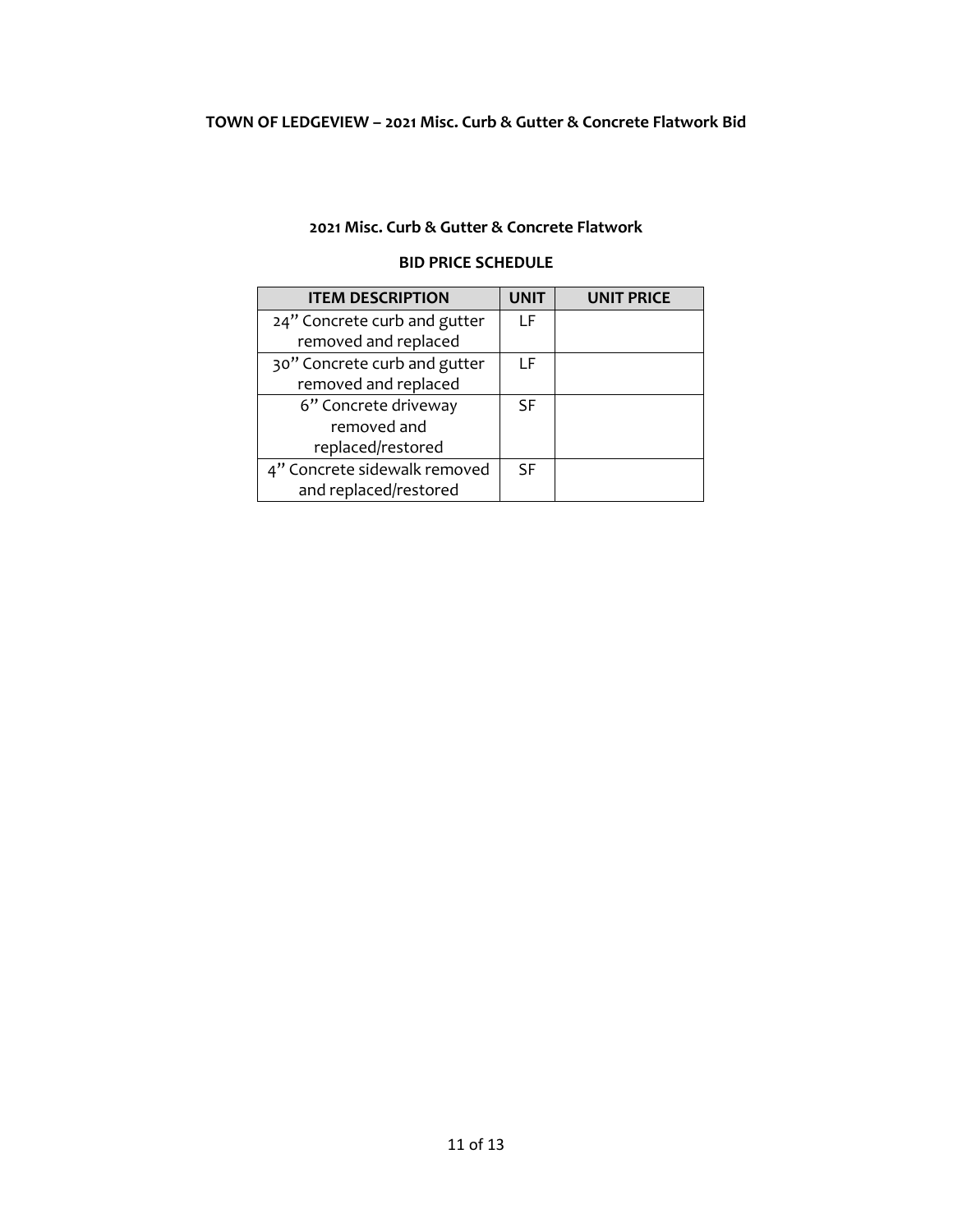**TOWN OF LEDGEVIEW – 2021 Misc. Curb & Gutter & Concrete Flatwork Bid**

## 2021 Misc. Curb & Gutter & Concrete Flatwork

### BID PRICE SCHEDULE

| ITEM DESCRIPTION | UNIT | UNIT PRICE |
|---|---|---|
| 24" Concrete curb and gutter removed and replaced | LF | |
| 30" Concrete curb and gutter removed and replaced | LF | |
| 6" Concrete driveway removed and replaced/restored | SF | |
| 4" Concrete sidewalk removed and replaced/restored | SF | |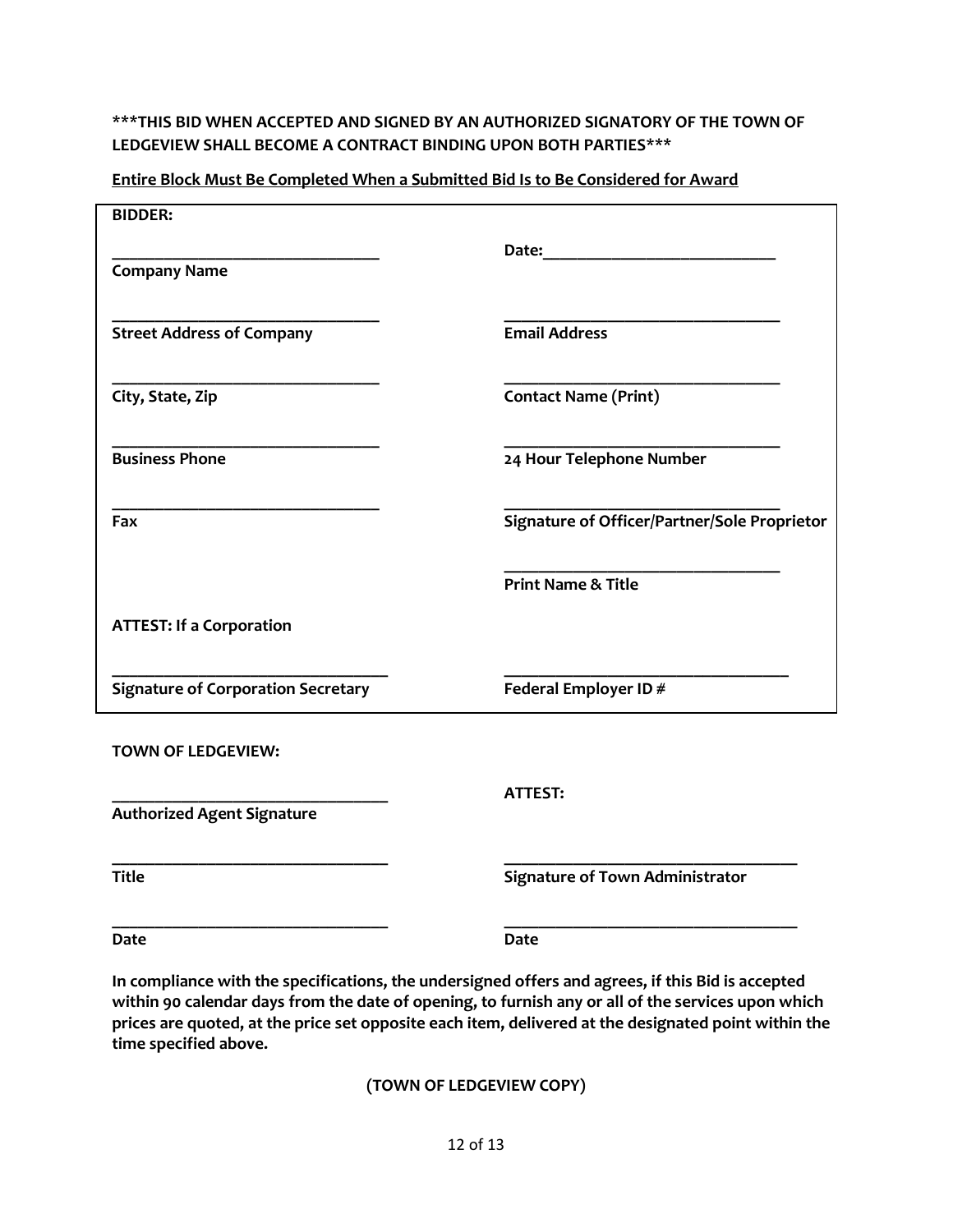**\*\*\*THIS BID WHEN ACCEPTED AND SIGNED BY AN AUTHORIZED SIGNATORY OF THE TOWN OF LEDGEVIEW SHALL BECOME A CONTRACT BINDING UPON BOTH PARTIES\*\*\***

**<u>Entire Block Must Be Completed When a Submitted Bid Is to Be Considered for Award</u>**

**BIDDER:**

| | |
|---|---|
| ______________________________ **Company Name** | **Date:**__________________________ |
| ______________________________ **Street Address of Company** | ______________________________ **Email Address** |
| ______________________________ **City, State, Zip** | ______________________________ **Contact Name (Print)** |
| ______________________________ **Business Phone** | ______________________________ **24 Hour Telephone Number** |
| ______________________________ **Fax** | ______________________________ **Signature of Officer/Partner/Sole Proprietor** |
| | ______________________________ **Print Name & Title** |
| **ATTEST: If a Corporation** | |
| ______________________________ **Signature of Corporation Secretary** | ______________________________ **Federal Employer ID #** |

**TOWN OF LEDGEVIEW:**

| | |
|---|---|
| ______________________________ **Authorized Agent Signature** | **ATTEST:** |
| ______________________________ **Title** | ______________________________ **Signature of Town Administrator** |
| ______________________________ **Date** | ______________________________ **Date** |

**In compliance with the specifications, the undersigned offers and agrees, if this Bid is accepted within 90 calendar days from the date of opening, to furnish any or all of the services upon which prices are quoted, at the price set opposite each item, delivered at the designated point within the time specified above.**

(**TOWN OF LEDGEVIEW COPY**)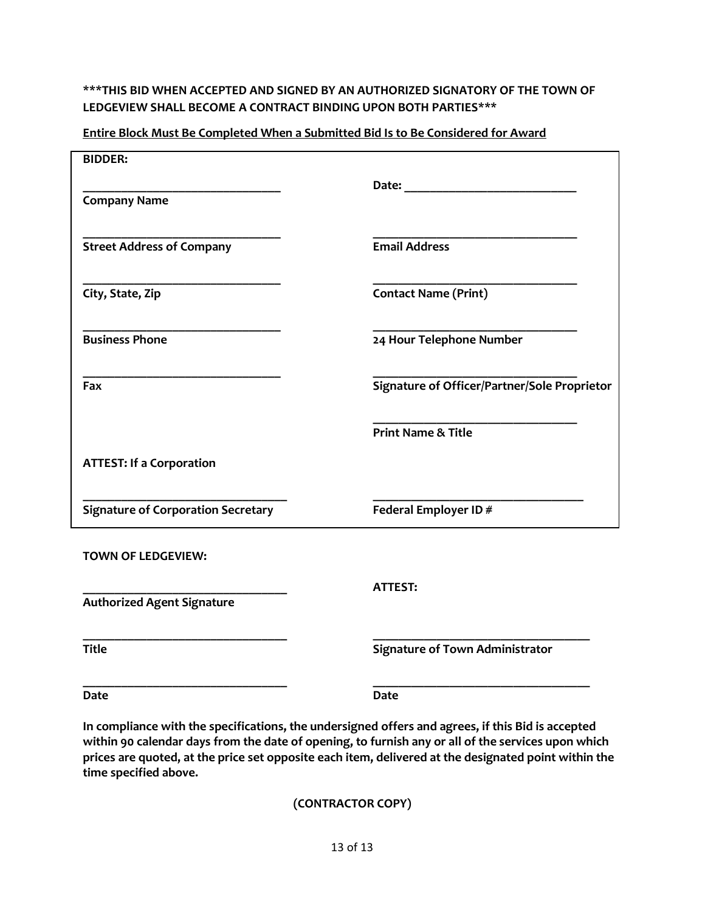**\*\*\*THIS BID WHEN ACCEPTED AND SIGNED BY AN AUTHORIZED SIGNATORY OF THE TOWN OF LEDGEVIEW SHALL BECOME A CONTRACT BINDING UPON BOTH PARTIES\*\*\***

**Entire Block Must Be Completed When a Submitted Bid Is to Be Considered for Award**

**BIDDER:**

| | |
|---|---|
| \_\_\_\_\_\_\_\_\_\_\_\_\_\_\_\_\_\_\_\_\_\_\_\_\_\_\_\_\_\_\_\_\_\_ **Company Name** | **Date:** \_\_\_\_\_\_\_\_\_\_\_\_\_\_\_\_\_\_\_\_\_\_\_\_\_\_\_\_ |
| \_\_\_\_\_\_\_\_\_\_\_\_\_\_\_\_\_\_\_\_\_\_\_\_\_\_\_\_\_\_\_\_\_\_ **Street Address of Company** | \_\_\_\_\_\_\_\_\_\_\_\_\_\_\_\_\_\_\_\_\_\_\_\_\_\_\_\_\_\_\_\_\_\_ **Email Address** |
| \_\_\_\_\_\_\_\_\_\_\_\_\_\_\_\_\_\_\_\_\_\_\_\_\_\_\_\_\_\_\_\_\_\_ **City, State, Zip** | \_\_\_\_\_\_\_\_\_\_\_\_\_\_\_\_\_\_\_\_\_\_\_\_\_\_\_\_\_\_\_\_\_\_ **Contact Name (Print)** |
| \_\_\_\_\_\_\_\_\_\_\_\_\_\_\_\_\_\_\_\_\_\_\_\_\_\_\_\_\_\_\_\_\_\_ **Business Phone** | \_\_\_\_\_\_\_\_\_\_\_\_\_\_\_\_\_\_\_\_\_\_\_\_\_\_\_\_\_\_\_\_\_\_ **24 Hour Telephone Number** |
| \_\_\_\_\_\_\_\_\_\_\_\_\_\_\_\_\_\_\_\_\_\_\_\_\_\_\_\_\_\_\_\_\_\_ **Fax** | \_\_\_\_\_\_\_\_\_\_\_\_\_\_\_\_\_\_\_\_\_\_\_\_\_\_\_\_\_\_\_\_\_\_ **Signature of Officer/Partner/Sole Proprietor** |
| | \_\_\_\_\_\_\_\_\_\_\_\_\_\_\_\_\_\_\_\_\_\_\_\_\_\_\_\_\_\_\_\_\_\_ **Print Name & Title** |
| **ATTEST: If a Corporation** | |
| \_\_\_\_\_\_\_\_\_\_\_\_\_\_\_\_\_\_\_\_\_\_\_\_\_\_\_\_\_\_\_\_\_\_ **Signature of Corporation Secretary** | \_\_\_\_\_\_\_\_\_\_\_\_\_\_\_\_\_\_\_\_\_\_\_\_\_\_\_\_\_\_\_\_\_\_ **Federal Employer ID #** |

**TOWN OF LEDGEVIEW:**

| | |
|---|---|
| \_\_\_\_\_\_\_\_\_\_\_\_\_\_\_\_\_\_\_\_\_\_\_\_\_\_\_\_\_\_\_\_\_\_ **Authorized Agent Signature** | **ATTEST:** |
| \_\_\_\_\_\_\_\_\_\_\_\_\_\_\_\_\_\_\_\_\_\_\_\_\_\_\_\_\_\_\_\_\_\_ **Title** | \_\_\_\_\_\_\_\_\_\_\_\_\_\_\_\_\_\_\_\_\_\_\_\_\_\_\_\_\_\_\_\_\_\_ **Signature of Town Administrator** |
| \_\_\_\_\_\_\_\_\_\_\_\_\_\_\_\_\_\_\_\_\_\_\_\_\_\_\_\_\_\_\_\_\_\_ **Date** | \_\_\_\_\_\_\_\_\_\_\_\_\_\_\_\_\_\_\_\_\_\_\_\_\_\_\_\_\_\_\_\_\_\_ **Date** |

**In compliance with the specifications, the undersigned offers and agrees, if this Bid is accepted within 90 calendar days from the date of opening, to furnish any or all of the services upon which prices are quoted, at the price set opposite each item, delivered at the designated point within the time specified above.**

**(CONTRACTOR COPY)**